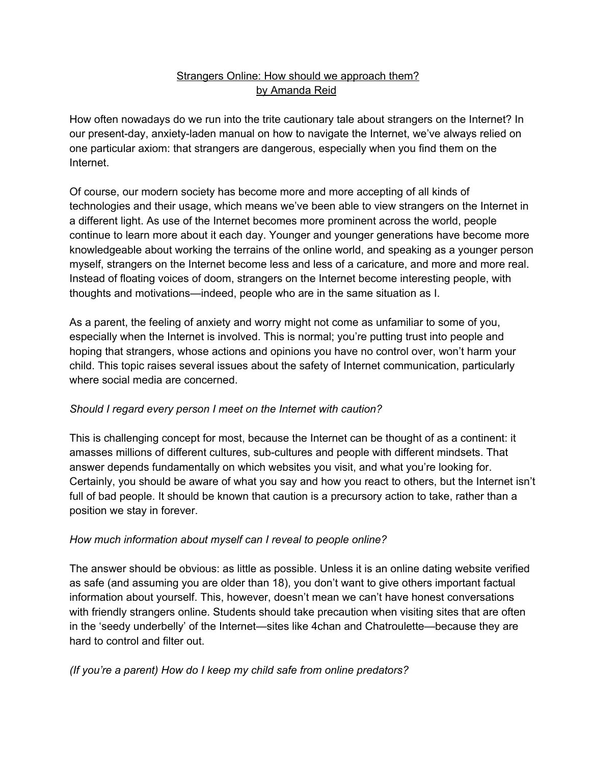# Strangers Online: How should we approach them?

by Amanda Reid

How often nowadays do we run into the trite cautionary tale about strangers on the Internet? In our present-day, anxiety-laden manual on how to navigate the Internet, we've always relied on one particular axiom: that strangers are dangerous, especially when you find them on the Internet.

Of course, our modern society has become more and more accepting of all kinds of technologies and their usage, which means we've been able to view strangers on the Internet in a different light. As use of the Internet becomes more prominent across the world, people continue to learn more about it each day. Younger and younger generations have become more knowledgeable about working the terrains of the online world, and speaking as a younger person myself, strangers on the Internet become less and less of a caricature, and more and more real. Instead of floating voices of doom, strangers on the Internet become interesting people, with thoughts and motivations—indeed, people who are in the same situation as I.

As a parent, the feeling of anxiety and worry might not come as unfamiliar to some of you, especially when the Internet is involved. This is normal; you're putting trust into people and hoping that strangers, whose actions and opinions you have no control over, won't harm your child. This topic raises several issues about the safety of Internet communication, particularly where social media are concerned.

*Should I regard every person I meet on the Internet with caution?*

This is challenging concept for most, because the Internet can be thought of as a continent: it amasses millions of different cultures, sub-cultures and people with different mindsets. That answer depends fundamentally on which websites you visit, and what you're looking for. Certainly, you should be aware of what you say and how you react to others, but the Internet isn't full of bad people. It should be known that caution is a precursory action to take, rather than a position we stay in forever.

*How much information about myself can I reveal to people online?*

The answer should be obvious: as little as possible. Unless it is an online dating website verified as safe (and assuming you are older than 18), you don't want to give others important factual information about yourself. This, however, doesn't mean we can't have honest conversations with friendly strangers online. Students should take precaution when visiting sites that are often in the 'seedy underbelly' of the Internet—sites like 4chan and Chatroulette—because they are hard to control and filter out.

*(If you're a parent) How do I keep my child safe from online predators?*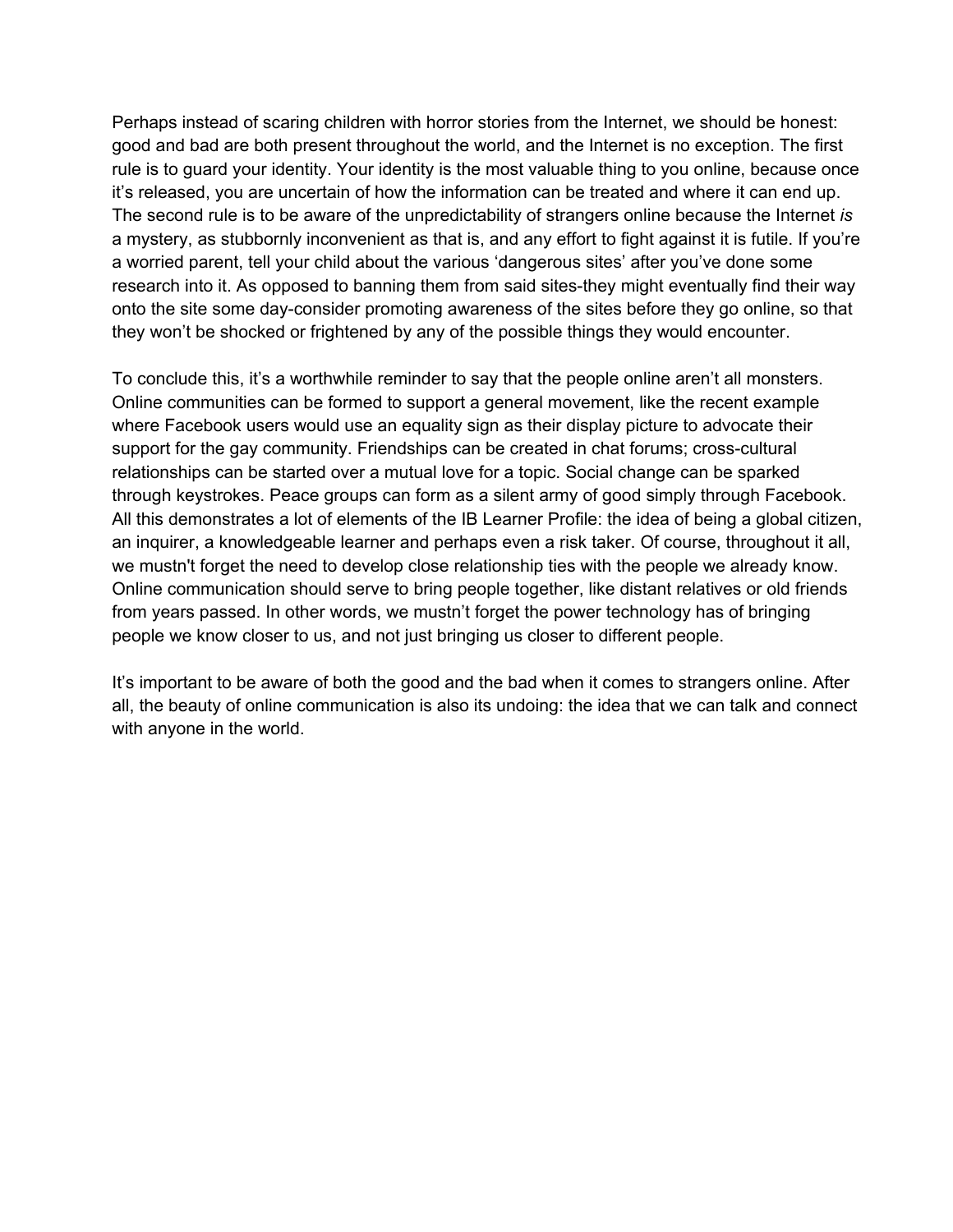Perhaps instead of scaring children with horror stories from the Internet, we should be honest: good and bad are both present throughout the world, and the Internet is no exception. The first rule is to guard your identity. Your identity is the most valuable thing to you online, because once it's released, you are uncertain of how the information can be treated and where it can end up. The second rule is to be aware of the unpredictability of strangers online because the Internet *is* a mystery, as stubbornly inconvenient as that is, and any effort to fight against it is futile. If you're a worried parent, tell your child about the various 'dangerous sites' after you've done some research into it. As opposed to banning them from said sites-they might eventually find their way onto the site some day-consider promoting awareness of the sites before they go online, so that they won't be shocked or frightened by any of the possible things they would encounter.

To conclude this, it's a worthwhile reminder to say that the people online aren't all monsters. Online communities can be formed to support a general movement, like the recent example where Facebook users would use an equality sign as their display picture to advocate their support for the gay community. Friendships can be created in chat forums; cross-cultural relationships can be started over a mutual love for a topic. Social change can be sparked through keystrokes. Peace groups can form as a silent army of good simply through Facebook. All this demonstrates a lot of elements of the IB Learner Profile: the idea of being a global citizen, an inquirer, a knowledgeable learner and perhaps even a risk taker. Of course, throughout it all, we mustn't forget the need to develop close relationship ties with the people we already know. Online communication should serve to bring people together, like distant relatives or old friends from years passed. In other words, we mustn't forget the power technology has of bringing people we know closer to us, and not just bringing us closer to different people.

It's important to be aware of both the good and the bad when it comes to strangers online. After all, the beauty of online communication is also its undoing: the idea that we can talk and connect with anyone in the world.